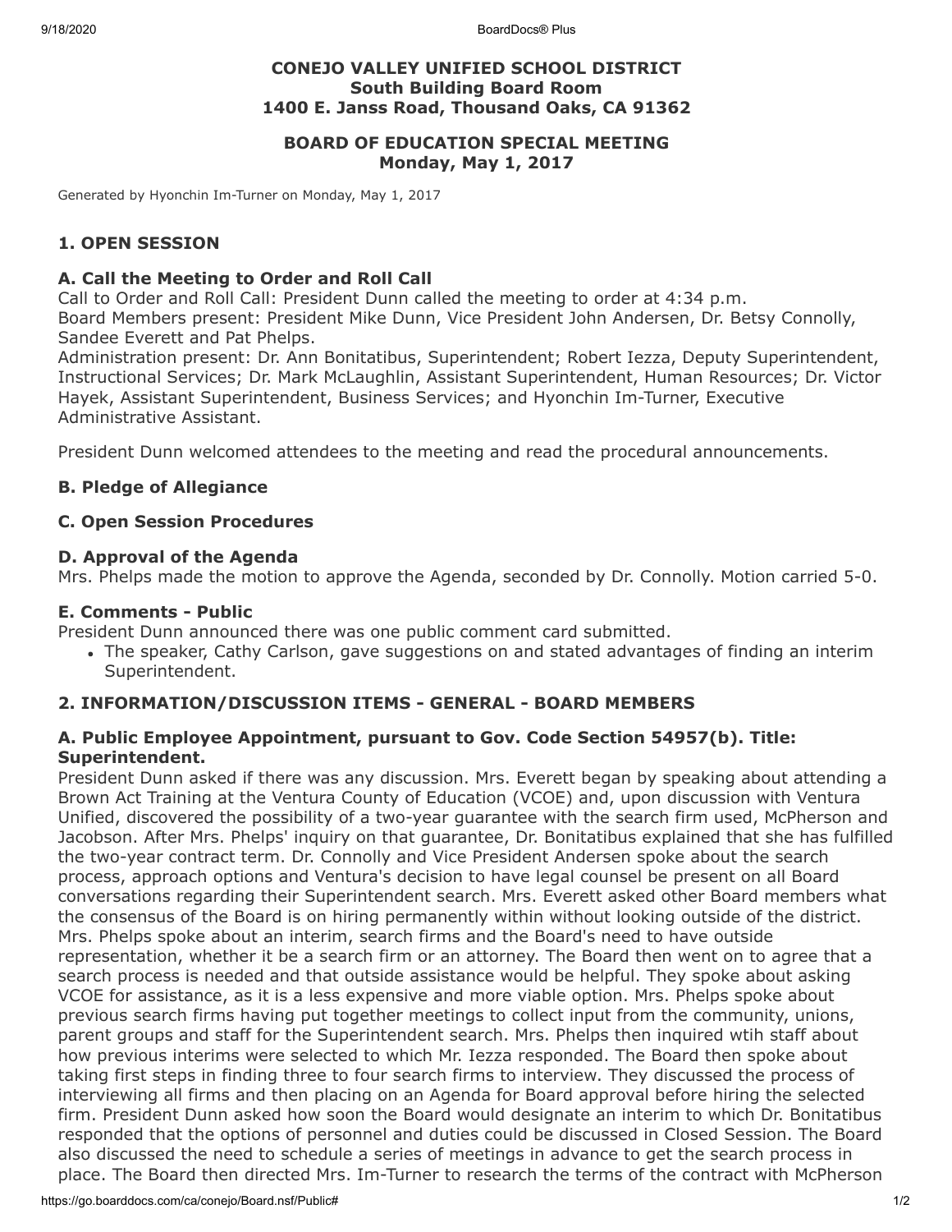**CONEJO VALLEY UNIFIED SCHOOL DISTRICT**
**South Building Board Room**
**1400 E. Janss Road, Thousand Oaks, CA 91362**

**BOARD OF EDUCATION SPECIAL MEETING**
**Monday, May 1, 2017**

Generated by Hyonchin Im-Turner on Monday, May 1, 2017

## 1. OPEN SESSION

### A. Call the Meeting to Order and Roll Call

Call to Order and Roll Call: President Dunn called the meeting to order at 4:34 p.m.
Board Members present: President Mike Dunn, Vice President John Andersen, Dr. Betsy Connolly, Sandee Everett and Pat Phelps.
Administration present: Dr. Ann Bonitatibus, Superintendent; Robert Iezza, Deputy Superintendent, Instructional Services; Dr. Mark McLaughlin, Assistant Superintendent, Human Resources; Dr. Victor Hayek, Assistant Superintendent, Business Services; and Hyonchin Im-Turner, Executive Administrative Assistant.

President Dunn welcomed attendees to the meeting and read the procedural announcements.

### B. Pledge of Allegiance

### C. Open Session Procedures

### D. Approval of the Agenda

Mrs. Phelps made the motion to approve the Agenda, seconded by Dr. Connolly. Motion carried 5-0.

### E. Comments - Public

President Dunn announced there was one public comment card submitted.

- The speaker, Cathy Carlson, gave suggestions on and stated advantages of finding an interim Superintendent.

## 2. INFORMATION/DISCUSSION ITEMS - GENERAL - BOARD MEMBERS

### A. Public Employee Appointment, pursuant to Gov. Code Section 54957(b). Title: Superintendent.

President Dunn asked if there was any discussion. Mrs. Everett began by speaking about attending a Brown Act Training at the Ventura County of Education (VCOE) and, upon discussion with Ventura Unified, discovered the possibility of a two-year guarantee with the search firm used, McPherson and Jacobson. After Mrs. Phelps' inquiry on that guarantee, Dr. Bonitatibus explained that she has fulfilled the two-year contract term. Dr. Connolly and Vice President Andersen spoke about the search process, approach options and Ventura's decision to have legal counsel be present on all Board conversations regarding their Superintendent search. Mrs. Everett asked other Board members what the consensus of the Board is on hiring permanently within without looking outside of the district. Mrs. Phelps spoke about an interim, search firms and the Board's need to have outside representation, whether it be a search firm or an attorney. The Board then went on to agree that a search process is needed and that outside assistance would be helpful. They spoke about asking VCOE for assistance, as it is a less expensive and more viable option. Mrs. Phelps spoke about previous search firms having put together meetings to collect input from the community, unions, parent groups and staff for the Superintendent search. Mrs. Phelps then inquired wtih staff about how previous interims were selected to which Mr. Iezza responded. The Board then spoke about taking first steps in finding three to four search firms to interview. They discussed the process of interviewing all firms and then placing on an Agenda for Board approval before hiring the selected firm. President Dunn asked how soon the Board would designate an interim to which Dr. Bonitatibus responded that the options of personnel and duties could be discussed in Closed Session. The Board also discussed the need to schedule a series of meetings in advance to get the search process in place. The Board then directed Mrs. Im-Turner to research the terms of the contract with McPherson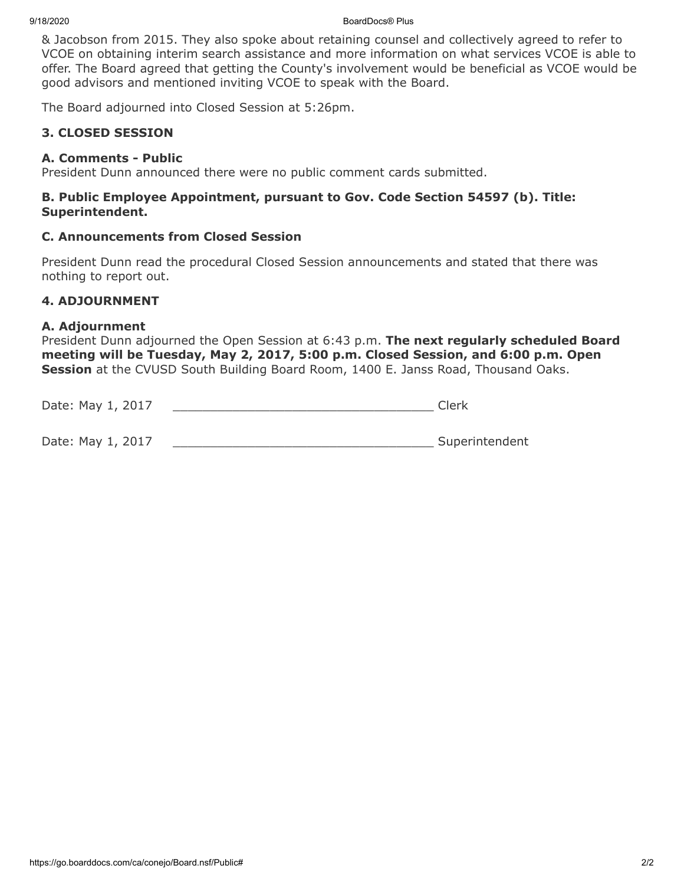& Jacobson from 2015. They also spoke about retaining counsel and collectively agreed to refer to VCOE on obtaining interim search assistance and more information on what services VCOE is able to offer. The Board agreed that getting the County's involvement would be beneficial as VCOE would be good advisors and mentioned inviting VCOE to speak with the Board.

The Board adjourned into Closed Session at 5:26pm.

### 3. CLOSED SESSION

**A. Comments - Public**
President Dunn announced there were no public comment cards submitted.

**B. Public Employee Appointment, pursuant to Gov. Code Section 54597 (b). Title: Superintendent.**

**C. Announcements from Closed Session**

President Dunn read the procedural Closed Session announcements and stated that there was nothing to report out.

### 4. ADJOURNMENT

**A. Adjournment**
President Dunn adjourned the Open Session at 6:43 p.m. **The next regularly scheduled Board meeting will be Tuesday, May 2, 2017, 5:00 p.m. Closed Session, and 6:00 p.m. Open Session** at the CVUSD South Building Board Room, 1400 E. Janss Road, Thousand Oaks.

Date: May 1, 2017 __________________________________ Clerk

Date: May 1, 2017 __________________________________ Superintendent